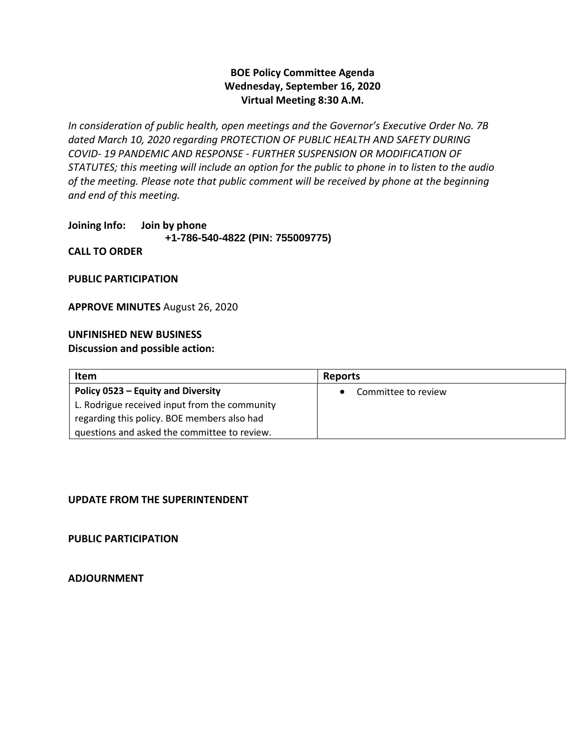# BOE Policy Committee Agenda
## Wednesday, September 16, 2020
## Virtual Meeting 8:30 A.M.

*In consideration of public health, open meetings and the Governor's Executive Order No. 7B dated March 10, 2020 regarding PROTECTION OF PUBLIC HEALTH AND SAFETY DURING COVID- 19 PANDEMIC AND RESPONSE - FURTHER SUSPENSION OR MODIFICATION OF STATUTES; this meeting will include an option for the public to phone in to listen to the audio of the meeting. Please note that public comment will be received by phone at the beginning and end of this meeting.*

**Joining Info:** **Join by phone**
**+1-786-540-4822 (PIN: 755009775)**

**CALL TO ORDER**

**PUBLIC PARTICIPATION**

**APPROVE MINUTES** August 26, 2020

**UNFINISHED NEW BUSINESS**
**Discussion and possible action:**

| Item | Reports |
|---|---|
| **Policy 0523 – Equity and Diversity**<br>L. Rodrigue received input from the community regarding this policy. BOE members also had questions and asked the committee to review. | • Committee to review |

**UPDATE FROM THE SUPERINTENDENT**

**PUBLIC PARTICIPATION**

**ADJOURNMENT**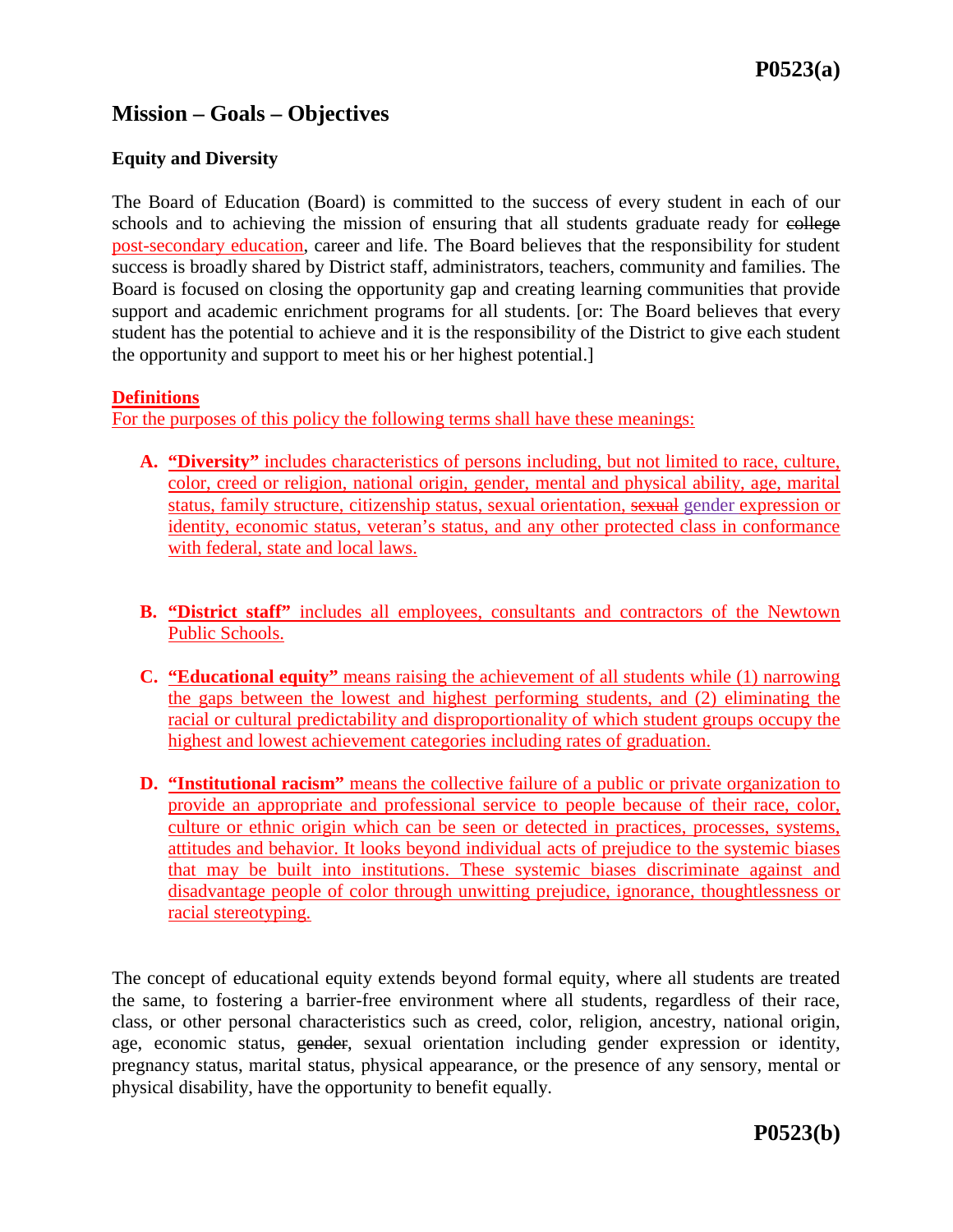## Mission – Goals – Objectives

### Equity and Diversity

The Board of Education (Board) is committed to the success of every student in each of our schools and to achieving the mission of ensuring that all students graduate ready for ~~college~~ post-secondary education, career and life. The Board believes that the responsibility for student success is broadly shared by District staff, administrators, teachers, community and families. The Board is focused on closing the opportunity gap and creating learning communities that provide support and academic enrichment programs for all students. [or: The Board believes that every student has the potential to achieve and it is the responsibility of the District to give each student the opportunity and support to meet his or her highest potential.]

**Definitions**

For the purposes of this policy the following terms shall have these meanings:

**A. "Diversity"** includes characteristics of persons including, but not limited to race, culture, color, creed or religion, national origin, gender, mental and physical ability, age, marital status, family structure, citizenship status, sexual orientation, ~~sexual~~ gender expression or identity, economic status, veteran's status, and any other protected class in conformance with federal, state and local laws.

**B. "District staff"** includes all employees, consultants and contractors of the Newtown Public Schools.

**C. "Educational equity"** means raising the achievement of all students while (1) narrowing the gaps between the lowest and highest performing students, and (2) eliminating the racial or cultural predictability and disproportionality of which student groups occupy the highest and lowest achievement categories including rates of graduation.

**D. "Institutional racism"** means the collective failure of a public or private organization to provide an appropriate and professional service to people because of their race, color, culture or ethnic origin which can be seen or detected in practices, processes, systems, attitudes and behavior. It looks beyond individual acts of prejudice to the systemic biases that may be built into institutions. These systemic biases discriminate against and disadvantage people of color through unwitting prejudice, ignorance, thoughtlessness or racial stereotyping.

The concept of educational equity extends beyond formal equity, where all students are treated the same, to fostering a barrier-free environment where all students, regardless of their race, class, or other personal characteristics such as creed, color, religion, ancestry, national origin, age, economic status, ~~gender~~, sexual orientation including gender expression or identity, pregnancy status, marital status, physical appearance, or the presence of any sensory, mental or physical disability, have the opportunity to benefit equally.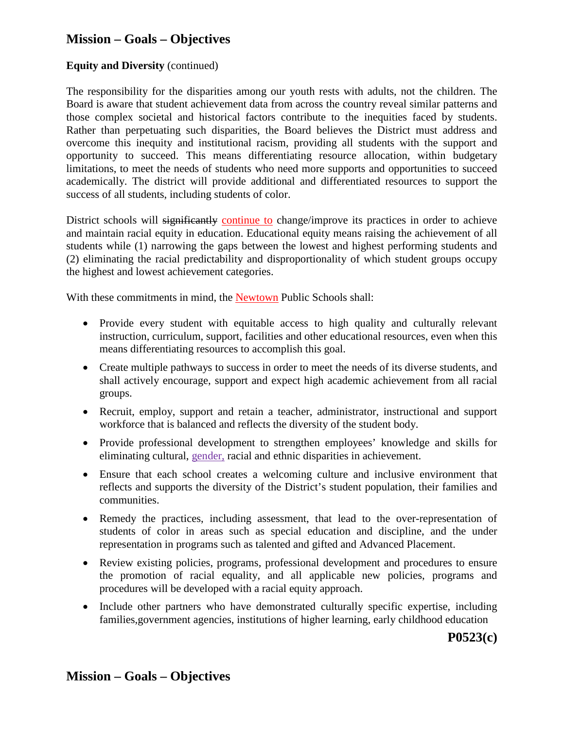## Mission – Goals – Objectives

**Equity and Diversity** (continued)

The responsibility for the disparities among our youth rests with adults, not the children. The Board is aware that student achievement data from across the country reveal similar patterns and those complex societal and historical factors contribute to the inequities faced by students. Rather than perpetuating such disparities, the Board believes the District must address and overcome this inequity and institutional racism, providing all students with the support and opportunity to succeed. This means differentiating resource allocation, within budgetary limitations, to meet the needs of students who need more supports and opportunities to succeed academically. The district will provide additional and differentiated resources to support the success of all students, including students of color.

District schools will ~~significantly~~ continue to change/improve its practices in order to achieve and maintain racial equity in education. Educational equity means raising the achievement of all students while (1) narrowing the gaps between the lowest and highest performing students and (2) eliminating the racial predictability and disproportionality of which student groups occupy the highest and lowest achievement categories.

With these commitments in mind, the Newtown Public Schools shall:

- Provide every student with equitable access to high quality and culturally relevant instruction, curriculum, support, facilities and other educational resources, even when this means differentiating resources to accomplish this goal.
- Create multiple pathways to success in order to meet the needs of its diverse students, and shall actively encourage, support and expect high academic achievement from all racial groups.
- Recruit, employ, support and retain a teacher, administrator, instructional and support workforce that is balanced and reflects the diversity of the student body.
- Provide professional development to strengthen employees' knowledge and skills for eliminating cultural, gender, racial and ethnic disparities in achievement.
- Ensure that each school creates a welcoming culture and inclusive environment that reflects and supports the diversity of the District's student population, their families and communities.
- Remedy the practices, including assessment, that lead to the over-representation of students of color in areas such as special education and discipline, and the under representation in programs such as talented and gifted and Advanced Placement.
- Review existing policies, programs, professional development and procedures to ensure the promotion of racial equality, and all applicable new policies, programs and procedures will be developed with a racial equity approach.
- Include other partners who have demonstrated culturally specific expertise, including families,government agencies, institutions of higher learning, early childhood education

**P0523(c)**

## Mission – Goals – Objectives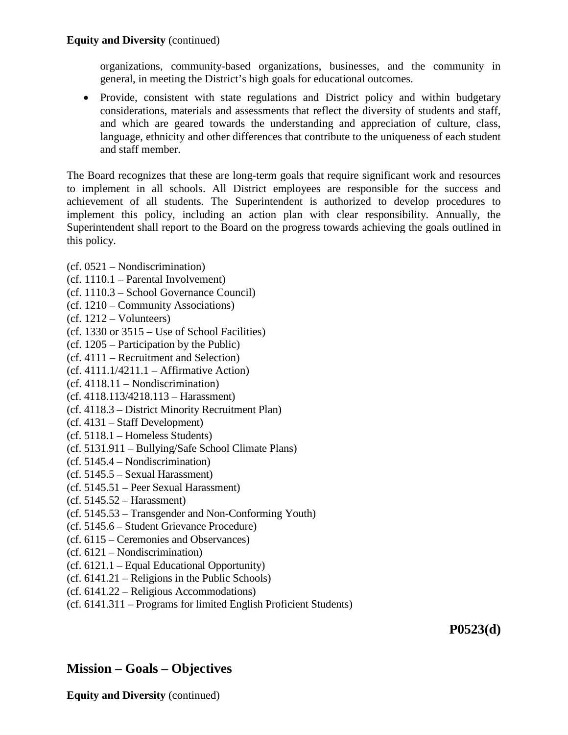**Equity and Diversity** (continued)

organizations, community-based organizations, businesses, and the community in general, in meeting the District's high goals for educational outcomes.

- Provide, consistent with state regulations and District policy and within budgetary considerations, materials and assessments that reflect the diversity of students and staff, and which are geared towards the understanding and appreciation of culture, class, language, ethnicity and other differences that contribute to the uniqueness of each student and staff member.

The Board recognizes that these are long-term goals that require significant work and resources to implement in all schools. All District employees are responsible for the success and achievement of all students. The Superintendent is authorized to develop procedures to implement this policy, including an action plan with clear responsibility. Annually, the Superintendent shall report to the Board on the progress towards achieving the goals outlined in this policy.

(cf. 0521 – Nondiscrimination)
(cf. 1110.1 – Parental Involvement)
(cf. 1110.3 – School Governance Council)
(cf. 1210 – Community Associations)
(cf. 1212 – Volunteers)
(cf. 1330 or 3515 – Use of School Facilities)
(cf. 1205 – Participation by the Public)
(cf. 4111 – Recruitment and Selection)
(cf. 4111.1/4211.1 – Affirmative Action)
(cf. 4118.11 – Nondiscrimination)
(cf. 4118.113/4218.113 – Harassment)
(cf. 4118.3 – District Minority Recruitment Plan)
(cf. 4131 – Staff Development)
(cf. 5118.1 – Homeless Students)
(cf. 5131.911 – Bullying/Safe School Climate Plans)
(cf. 5145.4 – Nondiscrimination)
(cf. 5145.5 – Sexual Harassment)
(cf. 5145.51 – Peer Sexual Harassment)
(cf. 5145.52 – Harassment)
(cf. 5145.53 – Transgender and Non-Conforming Youth)
(cf. 5145.6 – Student Grievance Procedure)
(cf. 6115 – Ceremonies and Observances)
(cf. 6121 – Nondiscrimination)
(cf. 6121.1 – Equal Educational Opportunity)
(cf. 6141.21 – Religions in the Public Schools)
(cf. 6141.22 – Religious Accommodations)
(cf. 6141.311 – Programs for limited English Proficient Students)

**P0523(d)**

## Mission – Goals – Objectives

**Equity and Diversity** (continued)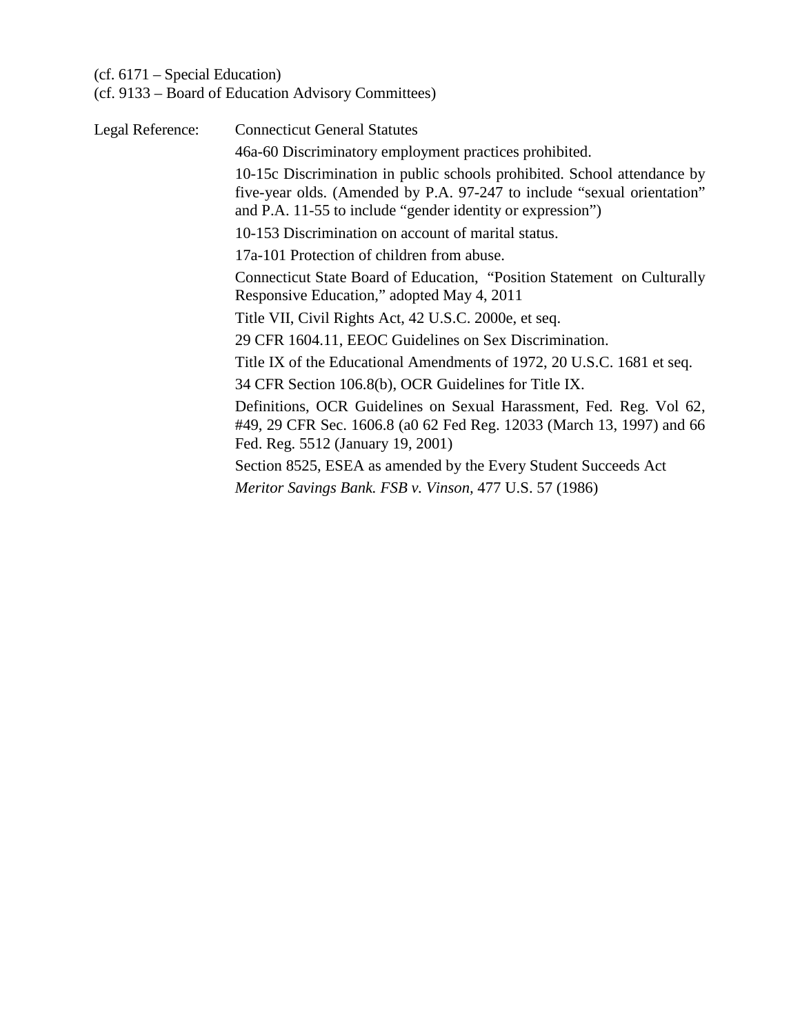(cf. 6171 – Special Education)
(cf. 9133 – Board of Education Advisory Committees)

Legal Reference: Connecticut General Statutes

46a-60 Discriminatory employment practices prohibited.

10-15c Discrimination in public schools prohibited. School attendance by five-year olds. (Amended by P.A. 97-247 to include "sexual orientation" and P.A. 11-55 to include "gender identity or expression")

10-153 Discrimination on account of marital status.

17a-101 Protection of children from abuse.

Connecticut State Board of Education, "Position Statement on Culturally Responsive Education," adopted May 4, 2011

Title VII, Civil Rights Act, 42 U.S.C. 2000e, et seq.

29 CFR 1604.11, EEOC Guidelines on Sex Discrimination.

Title IX of the Educational Amendments of 1972, 20 U.S.C. 1681 et seq.

34 CFR Section 106.8(b), OCR Guidelines for Title IX.

Definitions, OCR Guidelines on Sexual Harassment, Fed. Reg. Vol 62, #49, 29 CFR Sec. 1606.8 (a0 62 Fed Reg. 12033 (March 13, 1997) and 66 Fed. Reg. 5512 (January 19, 2001)

Section 8525, ESEA as amended by the Every Student Succeeds Act

*Meritor Savings Bank. FSB v. Vinson,* 477 U.S. 57 (1986)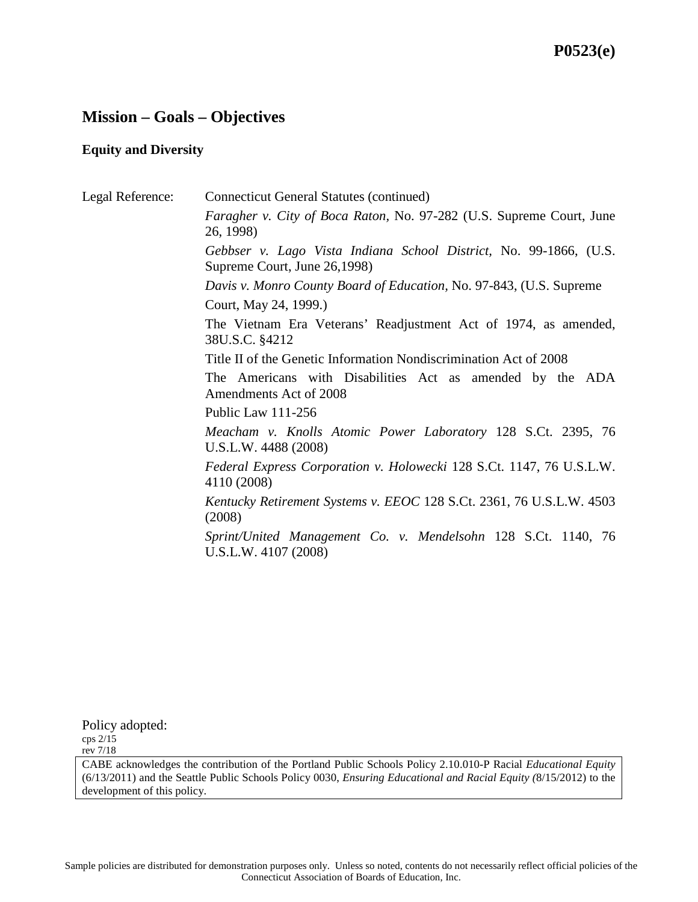# Mission – Goals – Objectives

### Equity and Diversity

Legal Reference: Connecticut General Statutes (continued)

*Faragher v. City of Boca Raton,* No. 97-282 (U.S. Supreme Court, June 26, 1998)

*Gebbser v. Lago Vista Indiana School District,* No. 99-1866, (U.S. Supreme Court, June 26,1998)

*Davis v. Monro County Board of Education,* No. 97-843, (U.S. Supreme Court, May 24, 1999.)

The Vietnam Era Veterans' Readjustment Act of 1974, as amended, 38U.S.C. §4212

Title II of the Genetic Information Nondiscrimination Act of 2008

The Americans with Disabilities Act as amended by the ADA Amendments Act of 2008

Public Law 111-256

*Meacham v. Knolls Atomic Power Laboratory* 128 S.Ct. 2395, 76 U.S.L.W. 4488 (2008)

*Federal Express Corporation v. Holowecki* 128 S.Ct. 1147, 76 U.S.L.W. 4110 (2008)

*Kentucky Retirement Systems v. EEOC* 128 S.Ct. 2361, 76 U.S.L.W. 4503 (2008)

*Sprint/United Management Co. v. Mendelsohn* 128 S.Ct. 1140, 76 U.S.L.W. 4107 (2008)

Policy adopted:
cps 2/15
rev 7/18

CABE acknowledges the contribution of the Portland Public Schools Policy 2.10.010-P Racial *Educational Equity* (6/13/2011) and the Seattle Public Schools Policy 0030, *Ensuring Educational and Racial Equity (*8/15/2012) to the development of this policy.